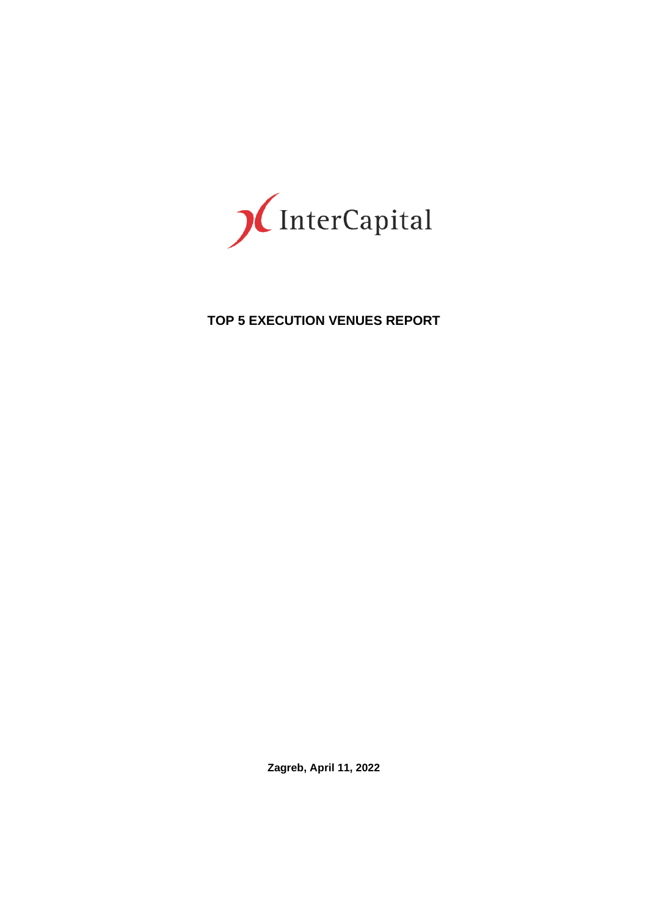InterCapital

# TOP 5 EXECUTION VENUES REPORT

**Zagreb, April 11, 2022**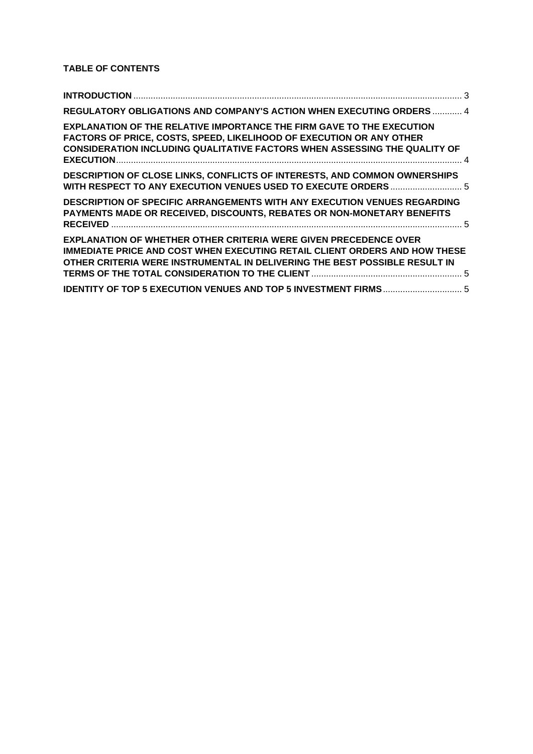**TABLE OF CONTENTS**

| | |
|---|---|
| **INTRODUCTION** | 3 |
| **REGULATORY OBLIGATIONS AND COMPANY'S ACTION WHEN EXECUTING ORDERS** | 4 |
| **EXPLANATION OF THE RELATIVE IMPORTANCE THE FIRM GAVE TO THE EXECUTION FACTORS OF PRICE, COSTS, SPEED, LIKELIHOOD OF EXECUTION OR ANY OTHER CONSIDERATION INCLUDING QUALITATIVE FACTORS WHEN ASSESSING THE QUALITY OF EXECUTION** | 4 |
| **DESCRIPTION OF CLOSE LINKS, CONFLICTS OF INTERESTS, AND COMMON OWNERSHIPS WITH RESPECT TO ANY EXECUTION VENUES USED TO EXECUTE ORDERS** | 5 |
| **DESCRIPTION OF SPECIFIC ARRANGEMENTS WITH ANY EXECUTION VENUES REGARDING PAYMENTS MADE OR RECEIVED, DISCOUNTS, REBATES OR NON-MONETARY BENEFITS RECEIVED** | 5 |
| **EXPLANATION OF WHETHER OTHER CRITERIA WERE GIVEN PRECEDENCE OVER IMMEDIATE PRICE AND COST WHEN EXECUTING RETAIL CLIENT ORDERS AND HOW THESE OTHER CRITERIA WERE INSTRUMENTAL IN DELIVERING THE BEST POSSIBLE RESULT IN TERMS OF THE TOTAL CONSIDERATION TO THE CLIENT** | 5 |
| **IDENTITY OF TOP 5 EXECUTION VENUES AND TOP 5 INVESTMENT FIRMS** | 5 |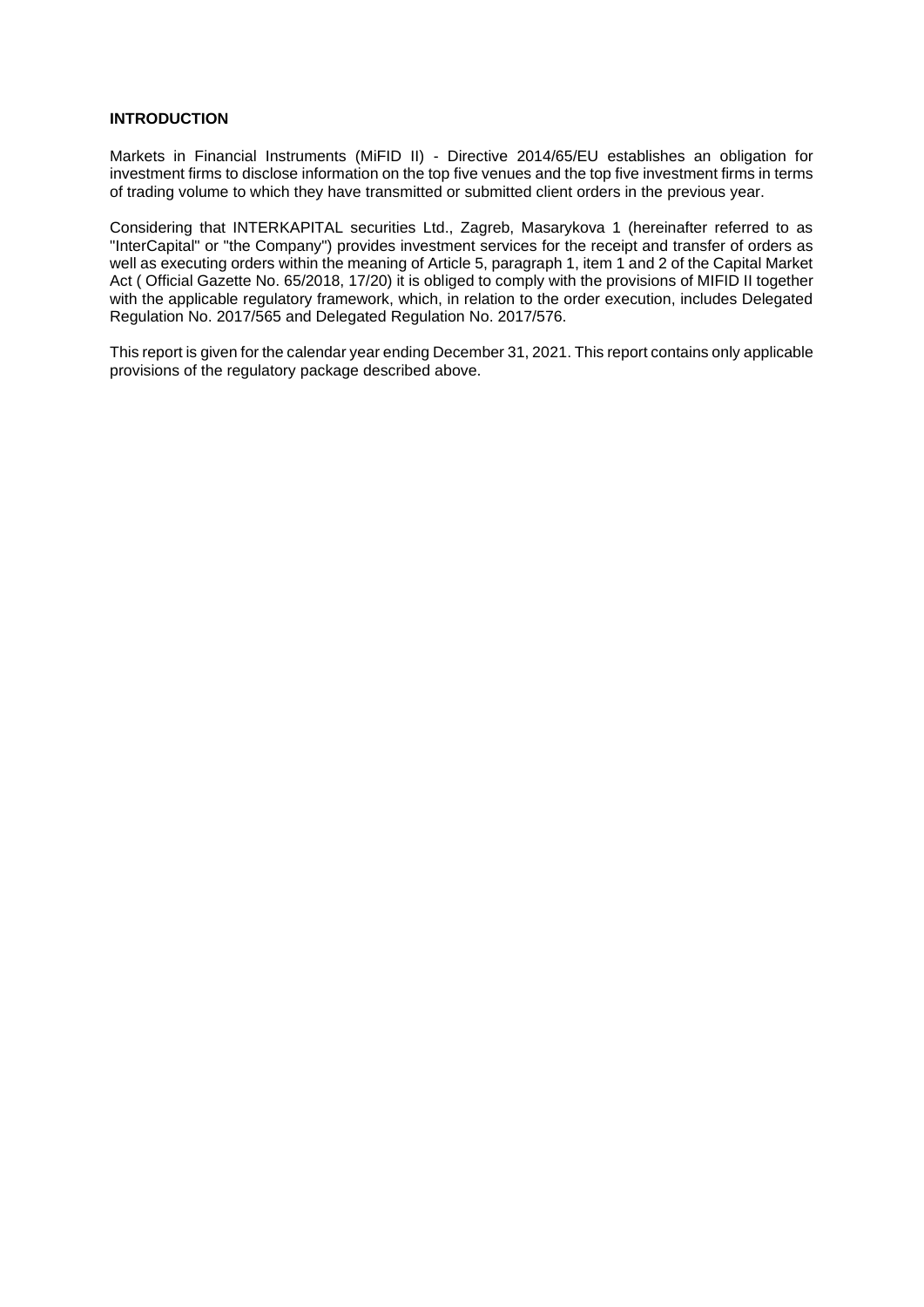**INTRODUCTION**

Markets in Financial Instruments (MiFID II) - Directive 2014/65/EU establishes an obligation for investment firms to disclose information on the top five venues and the top five investment firms in terms of trading volume to which they have transmitted or submitted client orders in the previous year.

Considering that INTERKAPITAL securities Ltd., Zagreb, Masarykova 1 (hereinafter referred to as "InterCapital" or "the Company") provides investment services for the receipt and transfer of orders as well as executing orders within the meaning of Article 5, paragraph 1, item 1 and 2 of the Capital Market Act ( Official Gazette No. 65/2018, 17/20) it is obliged to comply with the provisions of MIFID II together with the applicable regulatory framework, which, in relation to the order execution, includes Delegated Regulation No. 2017/565 and Delegated Regulation No. 2017/576.

This report is given for the calendar year ending December 31, 2021. This report contains only applicable provisions of the regulatory package described above.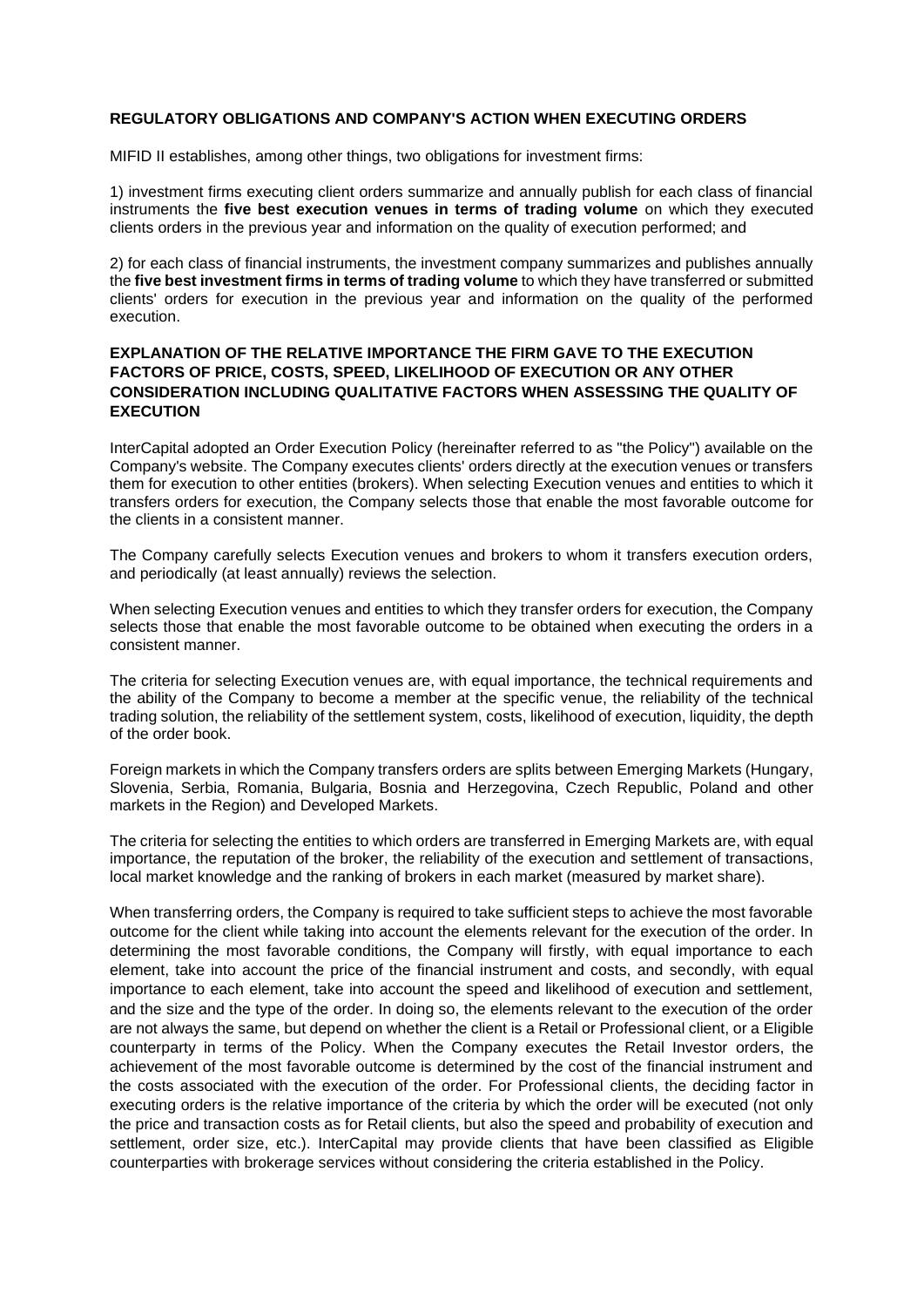**REGULATORY OBLIGATIONS AND COMPANY'S ACTION WHEN EXECUTING ORDERS**

MIFID II establishes, among other things, two obligations for investment firms:

1) investment firms executing client orders summarize and annually publish for each class of financial instruments the **five best execution venues in terms of trading volume** on which they executed clients orders in the previous year and information on the quality of execution performed; and

2) for each class of financial instruments, the investment company summarizes and publishes annually the **five best investment firms in terms of trading volume** to which they have transferred or submitted clients' orders for execution in the previous year and information on the quality of the performed execution.

**EXPLANATION OF THE RELATIVE IMPORTANCE THE FIRM GAVE TO THE EXECUTION FACTORS OF PRICE, COSTS, SPEED, LIKELIHOOD OF EXECUTION OR ANY OTHER CONSIDERATION INCLUDING QUALITATIVE FACTORS WHEN ASSESSING THE QUALITY OF EXECUTION**

InterCapital adopted an Order Execution Policy (hereinafter referred to as "the Policy") available on the Company's website. The Company executes clients' orders directly at the execution venues or transfers them for execution to other entities (brokers). When selecting Execution venues and entities to which it transfers orders for execution, the Company selects those that enable the most favorable outcome for the clients in a consistent manner.

The Company carefully selects Execution venues and brokers to whom it transfers execution orders, and periodically (at least annually) reviews the selection.

When selecting Execution venues and entities to which they transfer orders for execution, the Company selects those that enable the most favorable outcome to be obtained when executing the orders in a consistent manner.

The criteria for selecting Execution venues are, with equal importance, the technical requirements and the ability of the Company to become a member at the specific venue, the reliability of the technical trading solution, the reliability of the settlement system, costs, likelihood of execution, liquidity, the depth of the order book.

Foreign markets in which the Company transfers orders are splits between Emerging Markets (Hungary, Slovenia, Serbia, Romania, Bulgaria, Bosnia and Herzegovina, Czech Republic, Poland and other markets in the Region) and Developed Markets.

The criteria for selecting the entities to which orders are transferred in Emerging Markets are, with equal importance, the reputation of the broker, the reliability of the execution and settlement of transactions, local market knowledge and the ranking of brokers in each market (measured by market share).

When transferring orders, the Company is required to take sufficient steps to achieve the most favorable outcome for the client while taking into account the elements relevant for the execution of the order. In determining the most favorable conditions, the Company will firstly, with equal importance to each element, take into account the price of the financial instrument and costs, and secondly, with equal importance to each element, take into account the speed and likelihood of execution and settlement, and the size and the type of the order. In doing so, the elements relevant to the execution of the order are not always the same, but depend on whether the client is a Retail or Professional client, or a Eligible counterparty in terms of the Policy. When the Company executes the Retail Investor orders, the achievement of the most favorable outcome is determined by the cost of the financial instrument and the costs associated with the execution of the order. For Professional clients, the deciding factor in executing orders is the relative importance of the criteria by which the order will be executed (not only the price and transaction costs as for Retail clients, but also the speed and probability of execution and settlement, order size, etc.). InterCapital may provide clients that have been classified as Eligible counterparties with brokerage services without considering the criteria established in the Policy.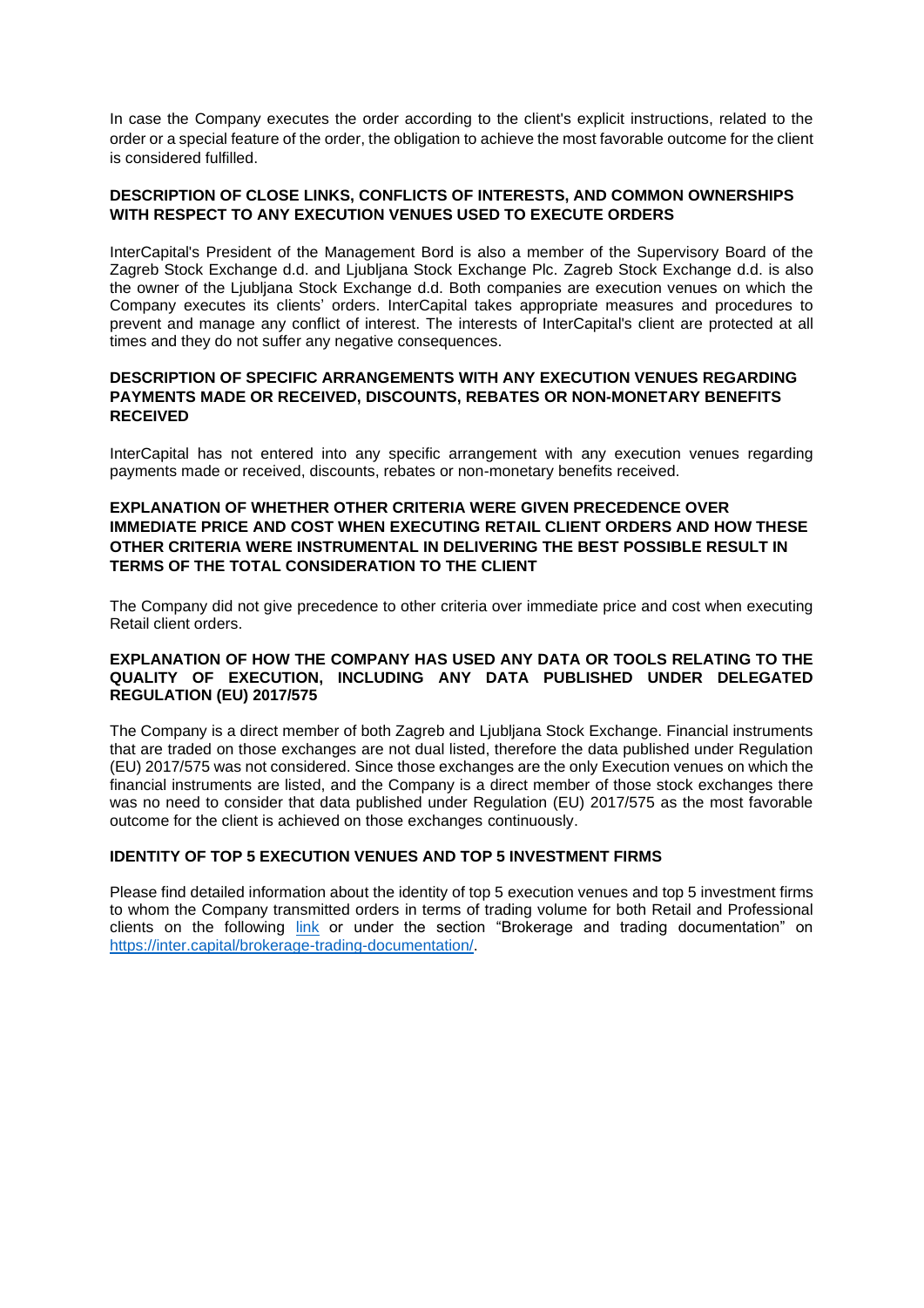In case the Company executes the order according to the client's explicit instructions, related to the order or a special feature of the order, the obligation to achieve the most favorable outcome for the client is considered fulfilled.

## DESCRIPTION OF CLOSE LINKS, CONFLICTS OF INTERESTS, AND COMMON OWNERSHIPS WITH RESPECT TO ANY EXECUTION VENUES USED TO EXECUTE ORDERS

InterCapital's President of the Management Bord is also a member of the Supervisory Board of the Zagreb Stock Exchange d.d. and Ljubljana Stock Exchange Plc. Zagreb Stock Exchange d.d. is also the owner of the Ljubljana Stock Exchange d.d. Both companies are execution venues on which the Company executes its clients' orders. InterCapital takes appropriate measures and procedures to prevent and manage any conflict of interest. The interests of InterCapital's client are protected at all times and they do not suffer any negative consequences.

## DESCRIPTION OF SPECIFIC ARRANGEMENTS WITH ANY EXECUTION VENUES REGARDING PAYMENTS MADE OR RECEIVED, DISCOUNTS, REBATES OR NON-MONETARY BENEFITS RECEIVED

InterCapital has not entered into any specific arrangement with any execution venues regarding payments made or received, discounts, rebates or non-monetary benefits received.

## EXPLANATION OF WHETHER OTHER CRITERIA WERE GIVEN PRECEDENCE OVER IMMEDIATE PRICE AND COST WHEN EXECUTING RETAIL CLIENT ORDERS AND HOW THESE OTHER CRITERIA WERE INSTRUMENTAL IN DELIVERING THE BEST POSSIBLE RESULT IN TERMS OF THE TOTAL CONSIDERATION TO THE CLIENT

The Company did not give precedence to other criteria over immediate price and cost when executing Retail client orders.

## EXPLANATION OF HOW THE COMPANY HAS USED ANY DATA OR TOOLS RELATING TO THE QUALITY OF EXECUTION, INCLUDING ANY DATA PUBLISHED UNDER DELEGATED REGULATION (EU) 2017/575

The Company is a direct member of both Zagreb and Ljubljana Stock Exchange. Financial instruments that are traded on those exchanges are not dual listed, therefore the data published under Regulation (EU) 2017/575 was not considered. Since those exchanges are the only Execution venues on which the financial instruments are listed, and the Company is a direct member of those stock exchanges there was no need to consider that data published under Regulation (EU) 2017/575 as the most favorable outcome for the client is achieved on those exchanges continuously.

## IDENTITY OF TOP 5 EXECUTION VENUES AND TOP 5 INVESTMENT FIRMS

Please find detailed information about the identity of top 5 execution venues and top 5 investment firms to whom the Company transmitted orders in terms of trading volume for both Retail and Professional clients on the following link or under the section "Brokerage and trading documentation" on https://inter.capital/brokerage-trading-documentation/.